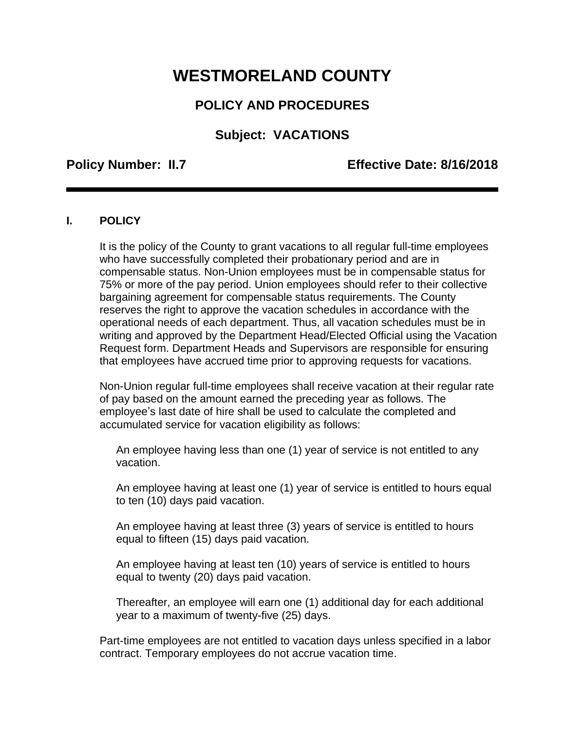# WESTMORELAND COUNTY

## POLICY AND PROCEDURES

## Subject: VACATIONS

**Policy Number: II.7** **Effective Date: 8/16/2018**

---

### I. POLICY

It is the policy of the County to grant vacations to all regular full-time employees who have successfully completed their probationary period and are in compensable status. Non-Union employees must be in compensable status for 75% or more of the pay period. Union employees should refer to their collective bargaining agreement for compensable status requirements. The County reserves the right to approve the vacation schedules in accordance with the operational needs of each department. Thus, all vacation schedules must be in writing and approved by the Department Head/Elected Official using the Vacation Request form. Department Heads and Supervisors are responsible for ensuring that employees have accrued time prior to approving requests for vacations.

Non-Union regular full-time employees shall receive vacation at their regular rate of pay based on the amount earned the preceding year as follows. The employee's last date of hire shall be used to calculate the completed and accumulated service for vacation eligibility as follows:

An employee having less than one (1) year of service is not entitled to any vacation.

An employee having at least one (1) year of service is entitled to hours equal to ten (10) days paid vacation.

An employee having at least three (3) years of service is entitled to hours equal to fifteen (15) days paid vacation.

An employee having at least ten (10) years of service is entitled to hours equal to twenty (20) days paid vacation.

Thereafter, an employee will earn one (1) additional day for each additional year to a maximum of twenty-five (25) days.

Part-time employees are not entitled to vacation days unless specified in a labor contract. Temporary employees do not accrue vacation time.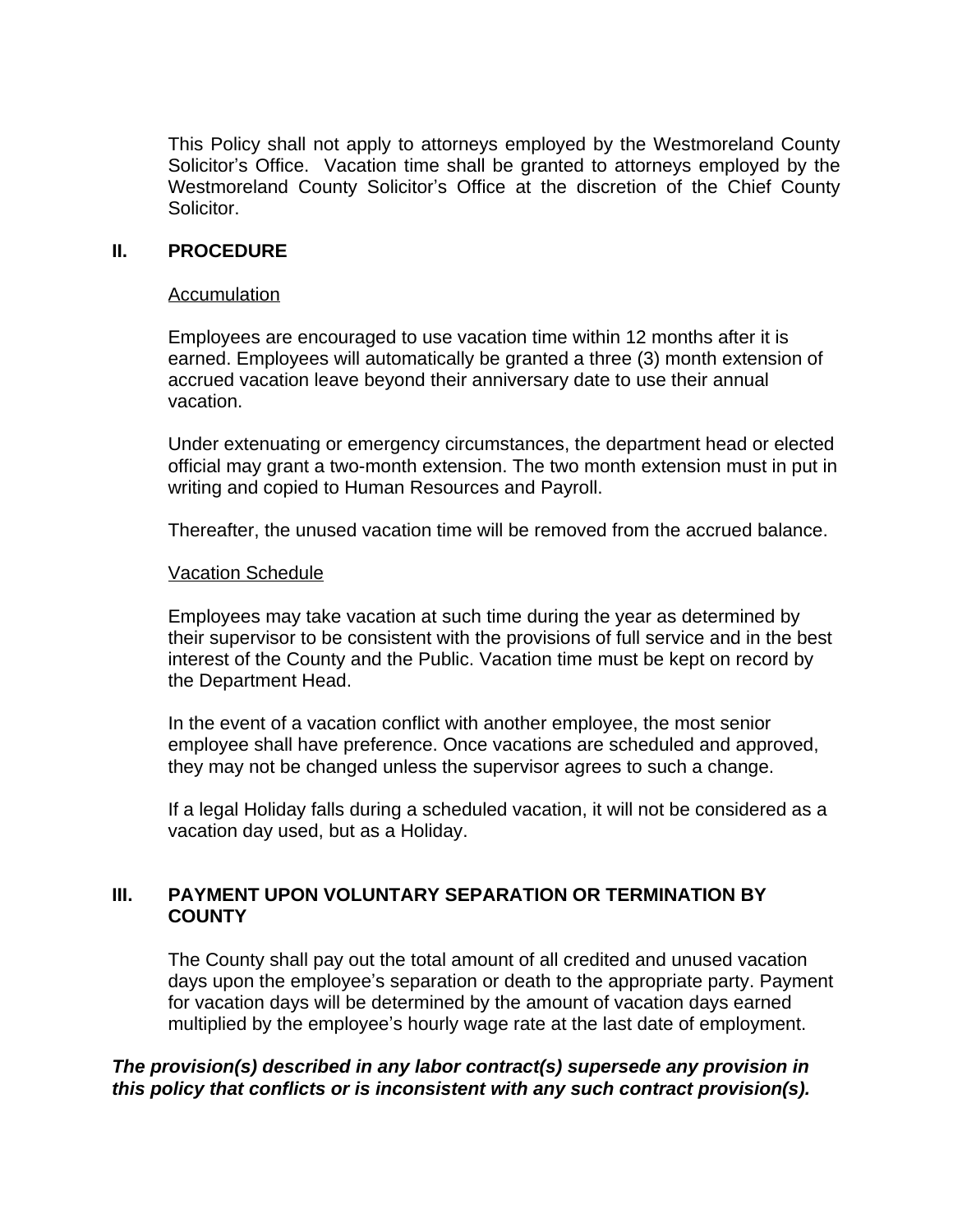This Policy shall not apply to attorneys employed by the Westmoreland County Solicitor's Office. Vacation time shall be granted to attorneys employed by the Westmoreland County Solicitor's Office at the discretion of the Chief County Solicitor.

## II. PROCEDURE

Accumulation

Employees are encouraged to use vacation time within 12 months after it is earned. Employees will automatically be granted a three (3) month extension of accrued vacation leave beyond their anniversary date to use their annual vacation.

Under extenuating or emergency circumstances, the department head or elected official may grant a two-month extension. The two month extension must in put in writing and copied to Human Resources and Payroll.

Thereafter, the unused vacation time will be removed from the accrued balance.

Vacation Schedule

Employees may take vacation at such time during the year as determined by their supervisor to be consistent with the provisions of full service and in the best interest of the County and the Public. Vacation time must be kept on record by the Department Head.

In the event of a vacation conflict with another employee, the most senior employee shall have preference. Once vacations are scheduled and approved, they may not be changed unless the supervisor agrees to such a change.

If a legal Holiday falls during a scheduled vacation, it will not be considered as a vacation day used, but as a Holiday.

## III. PAYMENT UPON VOLUNTARY SEPARATION OR TERMINATION BY COUNTY

The County shall pay out the total amount of all credited and unused vacation days upon the employee's separation or death to the appropriate party. Payment for vacation days will be determined by the amount of vacation days earned multiplied by the employee's hourly wage rate at the last date of employment.

***The provision(s) described in any labor contract(s) supersede any provision in this policy that conflicts or is inconsistent with any such contract provision(s).***